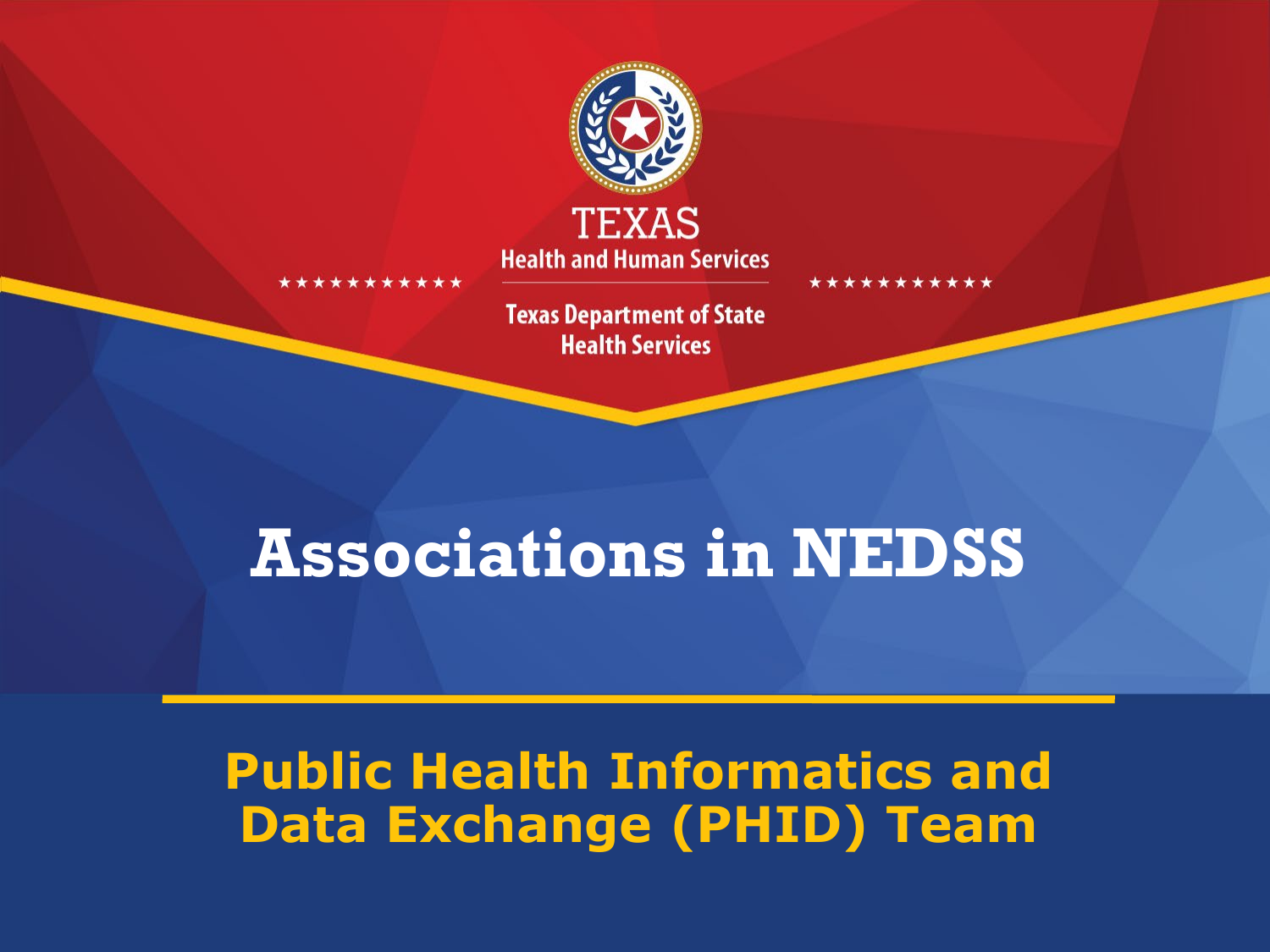TEXAS
Health and Human Services

Texas Department of State Health Services

# Associations in NEDSS

## Public Health Informatics and Data Exchange (PHID) Team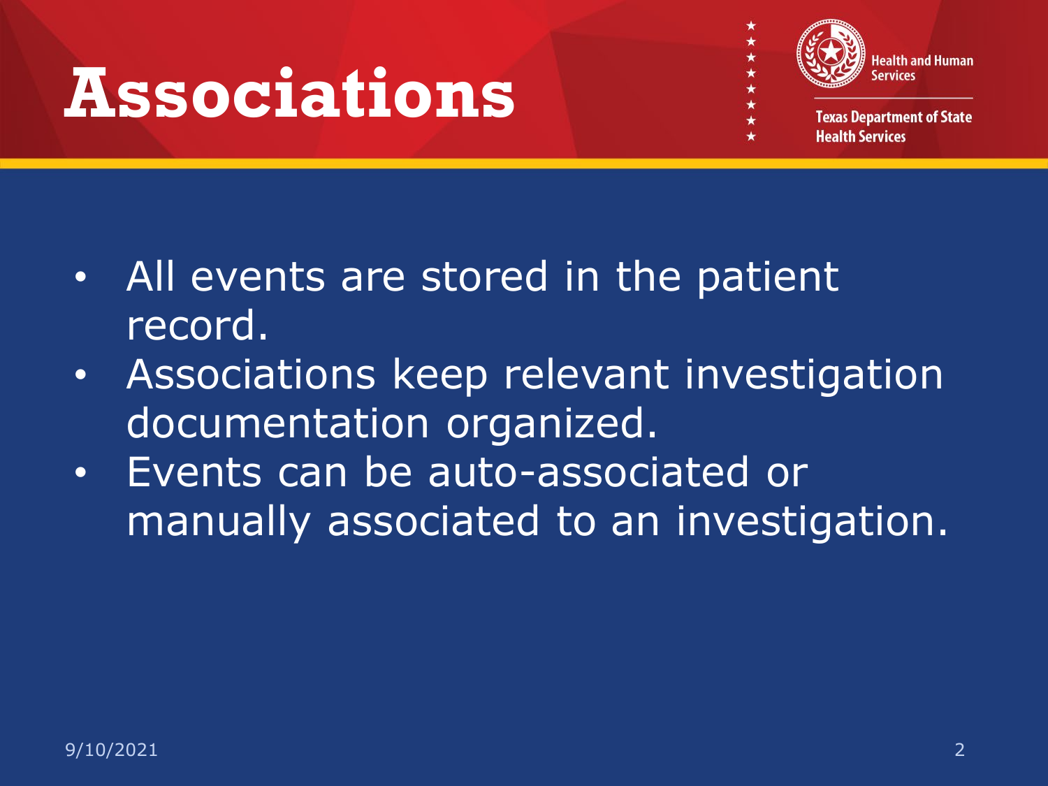# Associations

- All events are stored in the patient record.
- Associations keep relevant investigation documentation organized.
- Events can be auto-associated or manually associated to an investigation.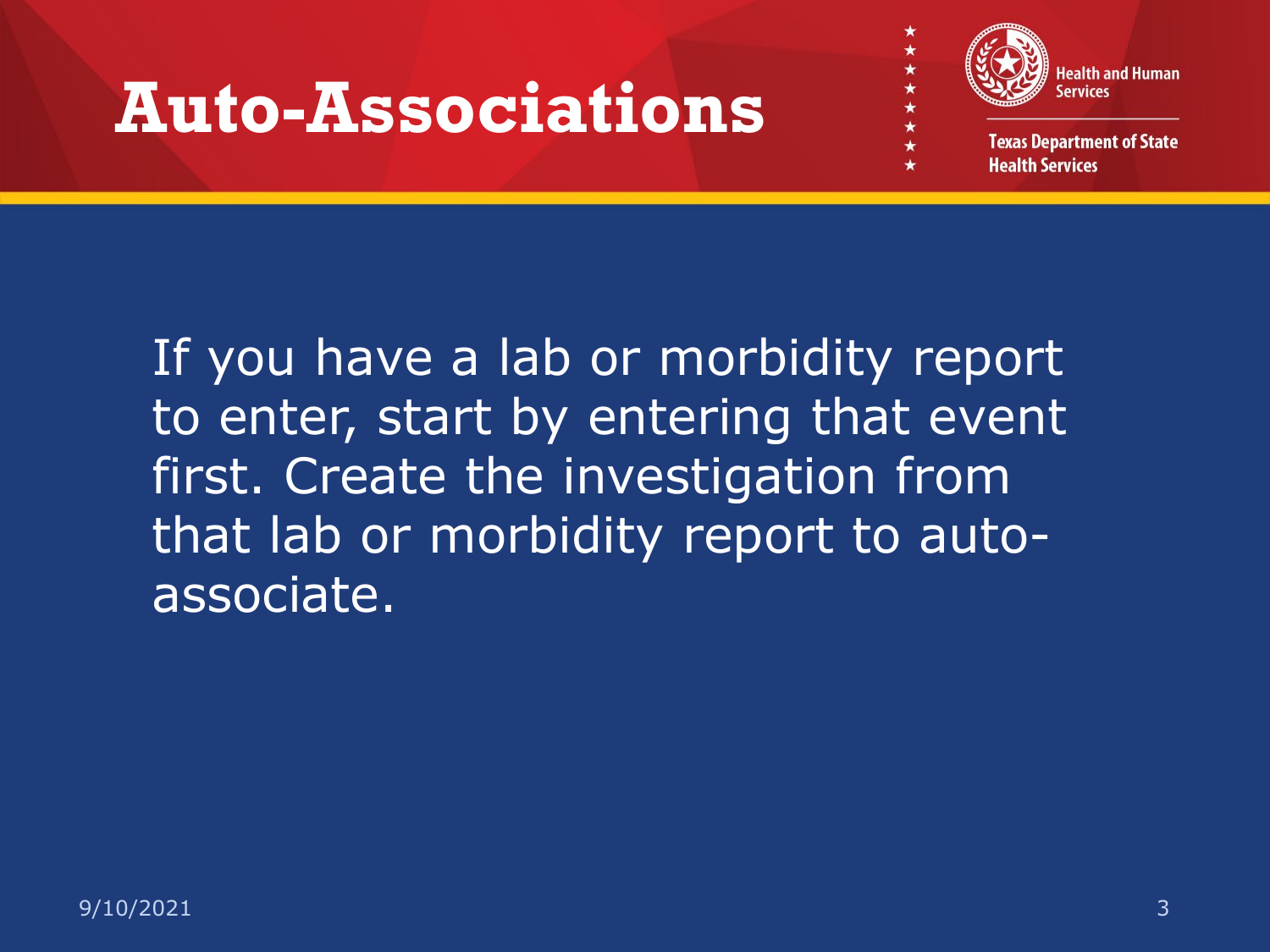# Auto-Associations

If you have a lab or morbidity report to enter, start by entering that event first. Create the investigation from that lab or morbidity report to auto-associate.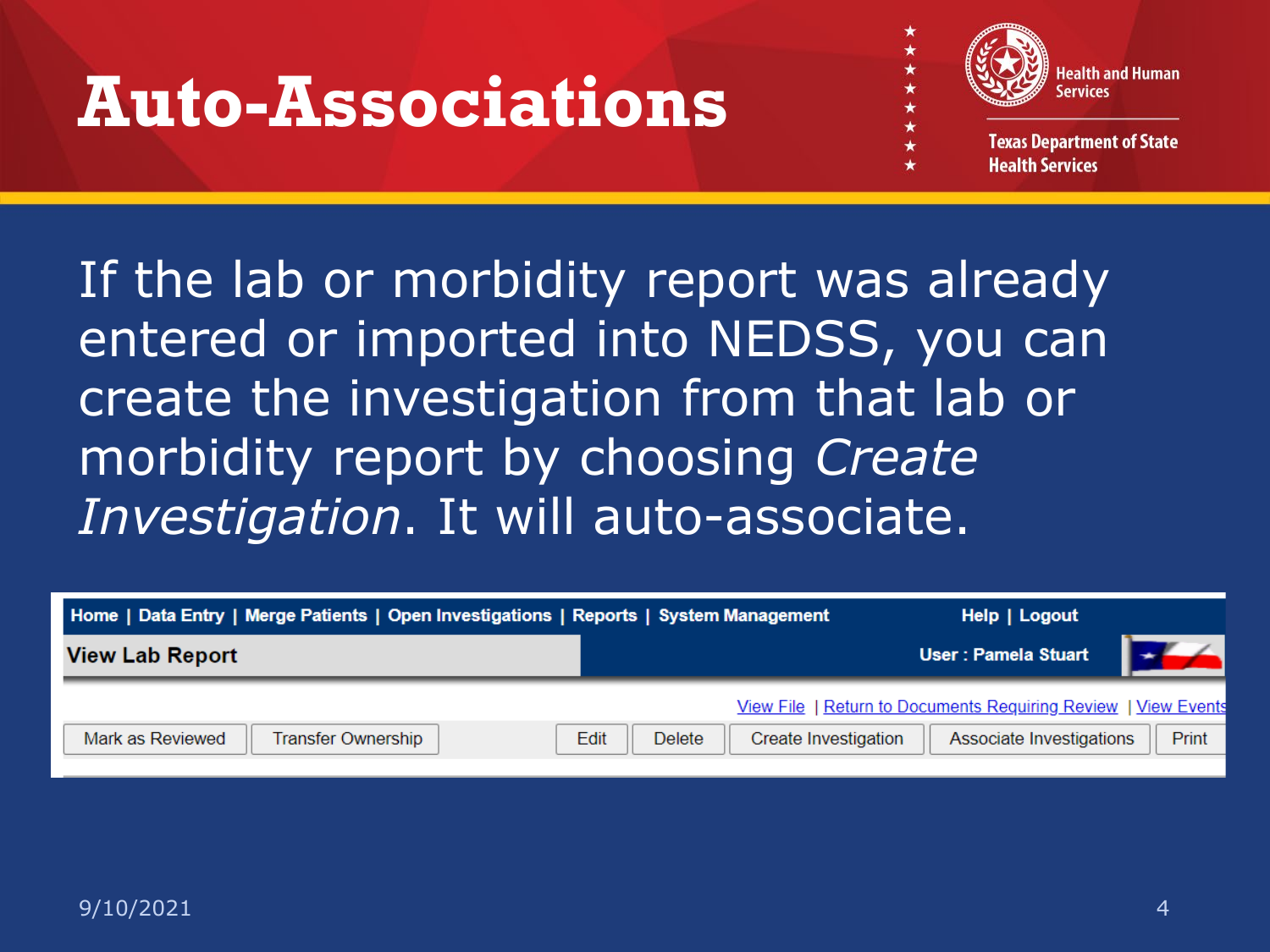# Auto-Associations

If the lab or morbidity report was already entered or imported into NEDSS, you can create the investigation from that lab or morbidity report by choosing *Create Investigation*. It will auto-associate.

Home | Data Entry | Merge Patients | Open Investigations | Reports | System Management    Help | Logout

**View Lab Report**    User : Pamela Stuart

View File | Return to Documents Requiring Review | View Events

Mark as Reviewed | Transfer Ownership | Edit | Delete | Create Investigation | Associate Investigations | Print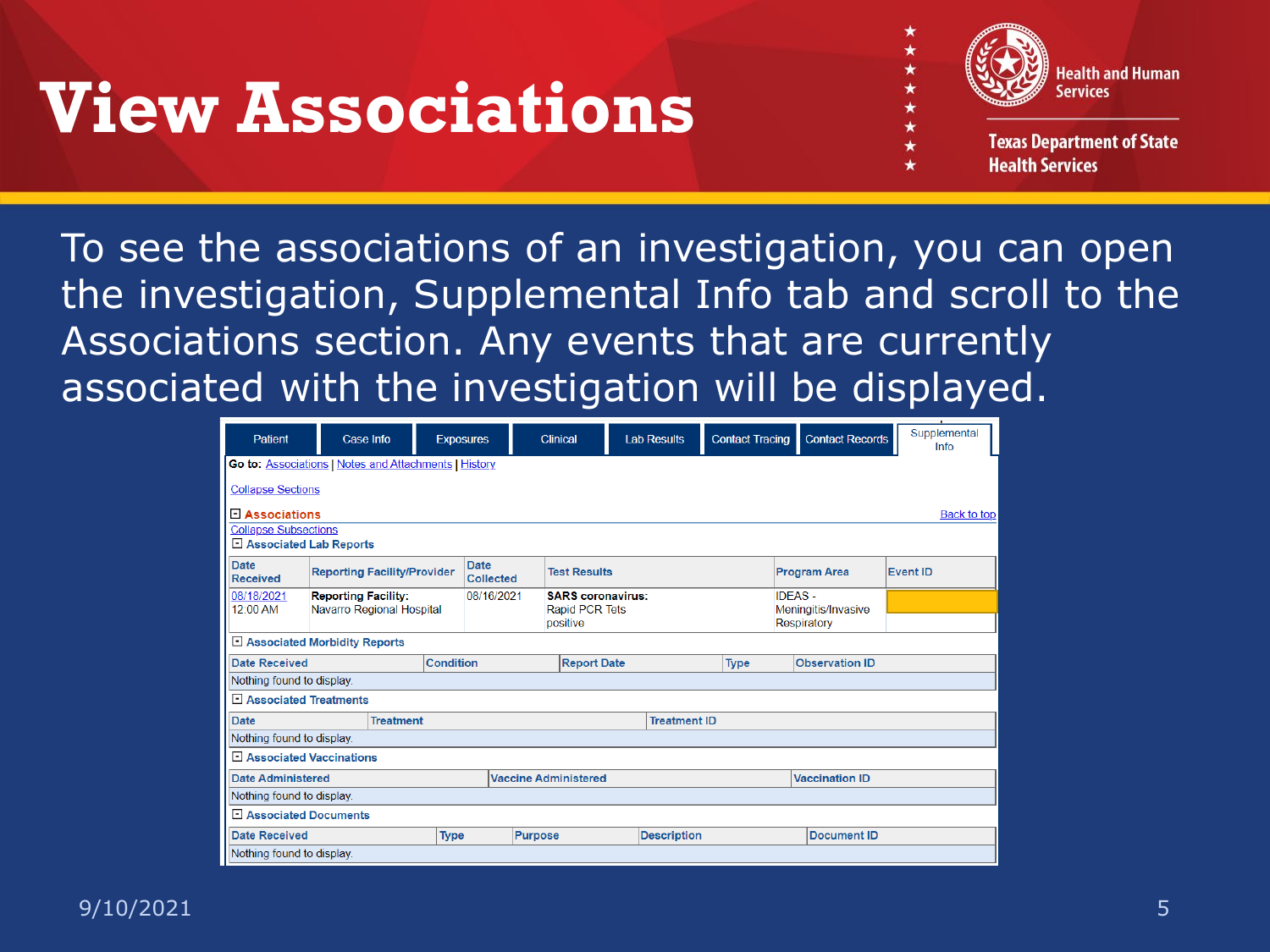# View Associations

Health and Human Services

Texas Department of State Health Services

To see the associations of an investigation, you can open the investigation, Supplemental Info tab and scroll to the Associations section. Any events that are currently associated with the investigation will be displayed.

Patient | Case Info | Exposures | Clinical | Lab Results | Contact Tracing | Contact Records | Supplemental Info

**Go to:** Associations | Notes and Attachments | History

Collapse Sections

**Associations** — Back to top

Collapse Subsections

**Associated Lab Reports**

| Date Received | Reporting Facility/Provider | Date Collected | Test Results | Program Area | Event ID |
|---|---|---|---|---|---|
| 08/18/2021 12:00 AM | **Reporting Facility:** Navarro Regional Hospital | 08/16/2021 | **SARS coronavirus:** Rapid PCR Tets positive | IDEAS - Meningitis/Invasive Respiratory | |

**Associated Morbidity Reports**

| Date Received | Condition | Report Date | Type | Observation ID |
|---|---|---|---|---|
| Nothing found to display. | | | | |

**Associated Treatments**

| Date | Treatment | Treatment ID |
|---|---|---|
| Nothing found to display. | | |

**Associated Vaccinations**

| Date Administered | Vaccine Administered | Vaccination ID |
|---|---|---|
| Nothing found to display. | | |

**Associated Documents**

| Date Received | Type | Purpose | Description | Document ID |
|---|---|---|---|---|
| Nothing found to display. | | | | |

9/10/2021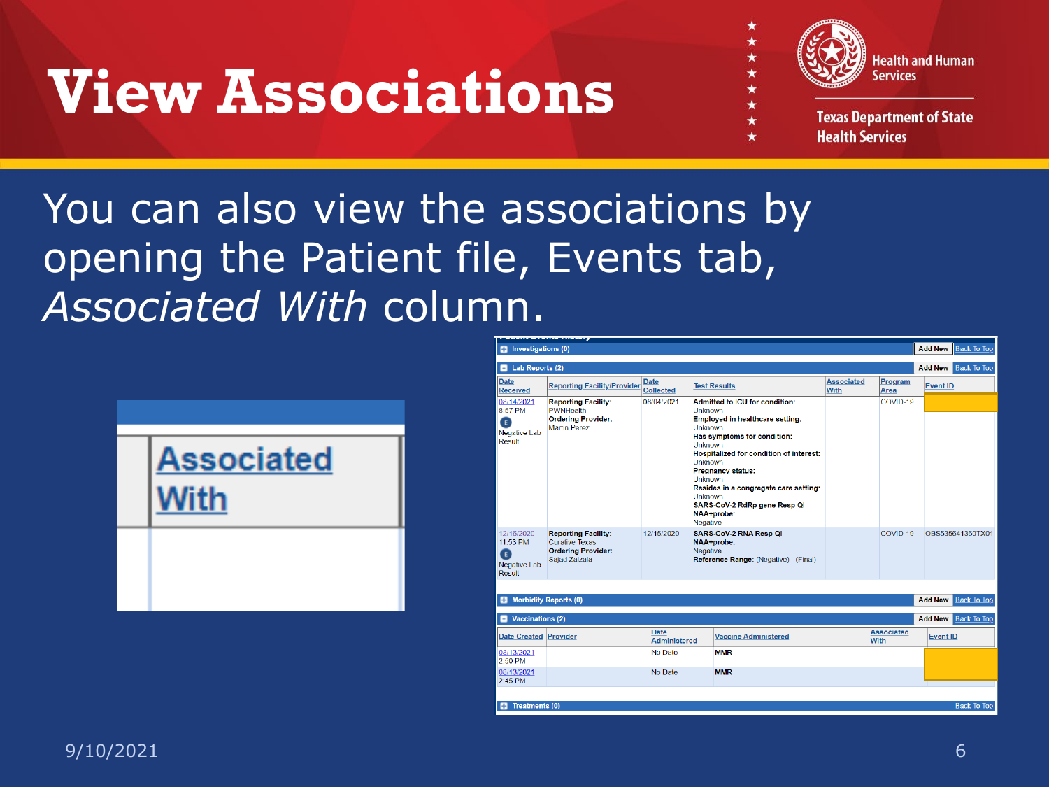# View Associations

You can also view the associations by opening the Patient file, Events tab, *Associated With* column.

Associated With

**Investigations (0)** Add New Back To Top

**Lab Reports (2)** Add New Back To Top

| Date Received | Reporting Facility/Provider | Date Collected | Test Results | Associated With | Program Area | Event ID |
|---|---|---|---|---|---|---|
| 08/14/2021 8:57 PM E Negative Lab Result | **Reporting Facility:** PWNHealth **Ordering Provider:** Martin Perez | 08/04/2021 | **Admitted to ICU for condition:** Unknown **Employed in healthcare setting:** Unknown **Has symptoms for condition:** Unknown **Hospitalized for condition of interest:** Unknown **Pregnancy status:** Unknown **Resides in a congregate care setting:** Unknown **SARS-CoV-2 RdRp gene Resp Ql NAA+probe:** Negative | | COVID-19 | |
| 12/16/2020 11:53 PM E Negative Lab Result | **Reporting Facility:** Curative Texas **Ordering Provider:** Sajad Zalzala | 12/15/2020 | **SARS-CoV-2 RNA Resp Ql NAA+probe:** Negative **Reference Range:** (Negative) - (Final) | | COVID-19 | OBS535641360TX01 |

**Morbidity Reports (0)** Add New Back To Top

**Vaccinations (2)** Add New Back To Top

| Date Created | Provider | Date Administered | Vaccine Administered | Associated With | Event ID |
|---|---|---|---|---|---|
| 08/13/2021 2:50 PM | | No Date | MMR | | |
| 08/13/2021 2:45 PM | | No Date | MMR | | |

**Treatments (0)** Back To Top

9/10/2021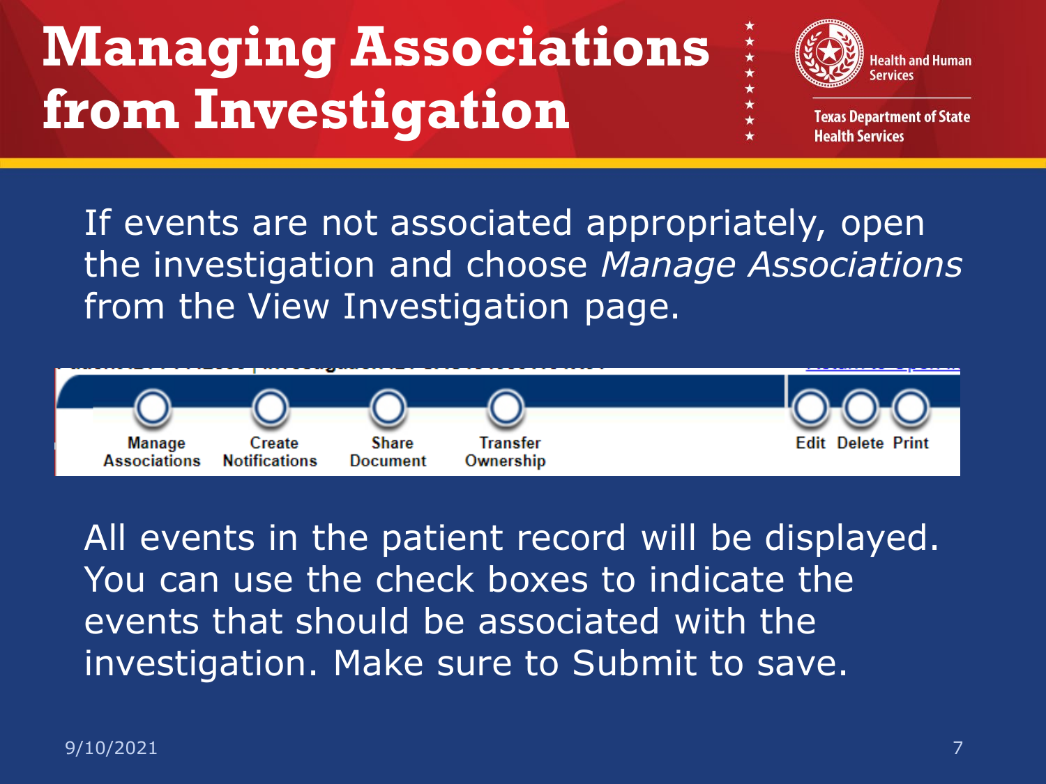# Managing Associations from Investigation

If events are not associated appropriately, open the investigation and choose *Manage Associations* from the View Investigation page.

Manage Associations | Create Notifications | Share Document | Transfer Ownership | Edit | Delete | Print

All events in the patient record will be displayed. You can use the check boxes to indicate the events that should be associated with the investigation. Make sure to Submit to save.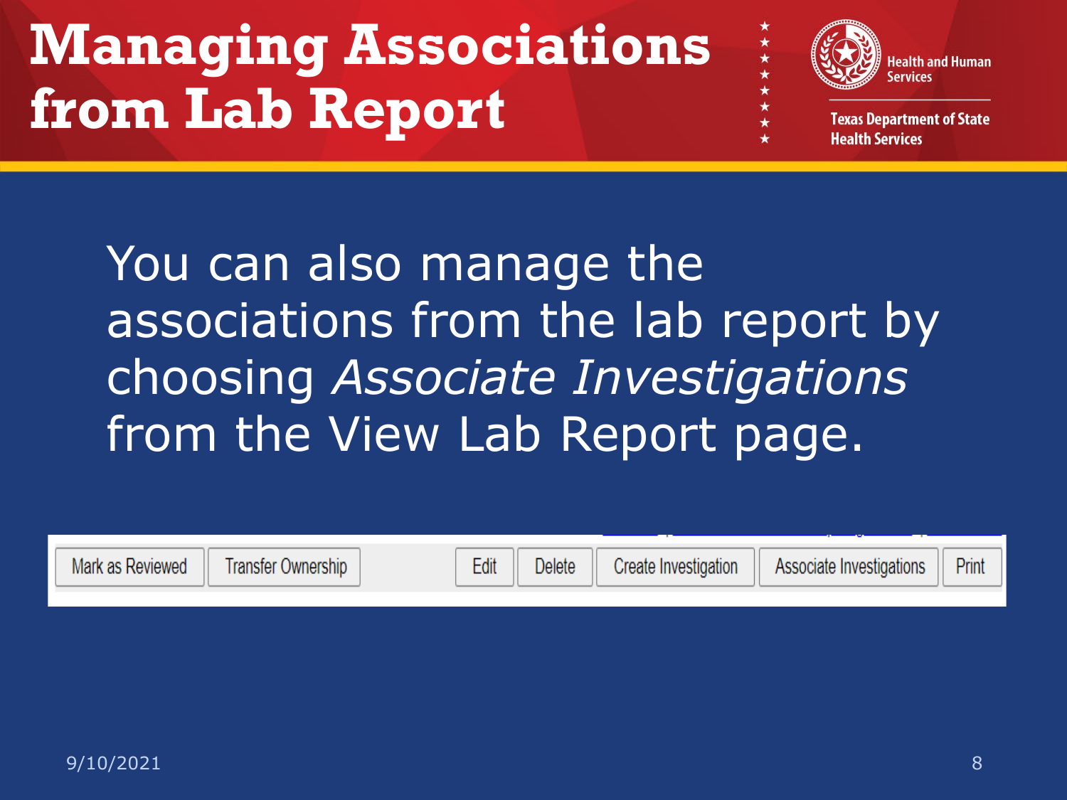# Managing Associations from Lab Report

Health and Human Services

Texas Department of State Health Services

You can also manage the associations from the lab report by choosing *Associate Investigations* from the View Lab Report page.

| Mark as Reviewed | Transfer Ownership | Edit | Delete | Create Investigation | Associate Investigations | Print |
|---|---|---|---|---|---|---|

9/10/2021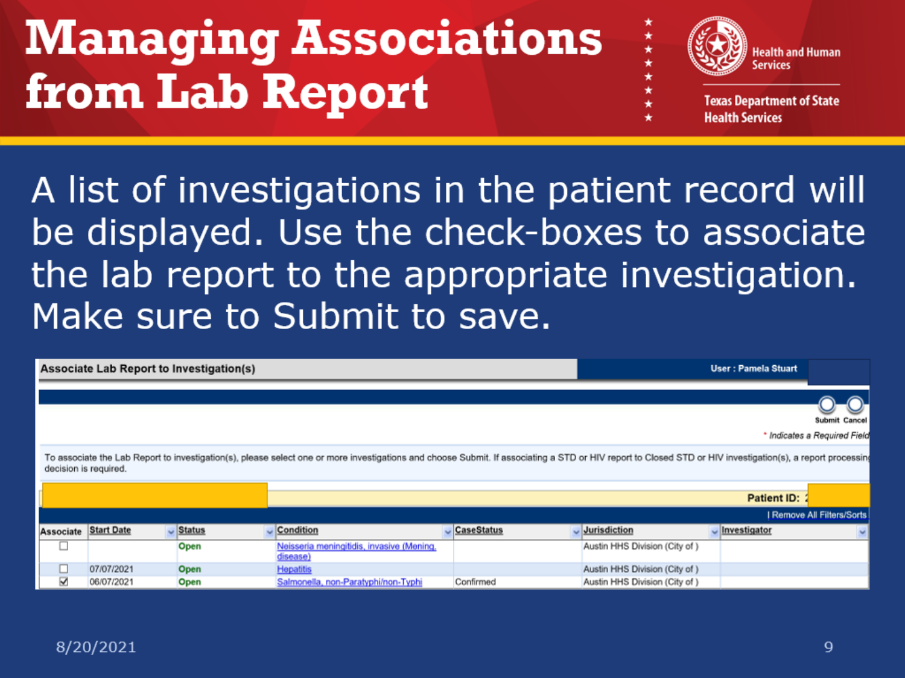# Managing Associations from Lab Report

Health and Human Services

Texas Department of State Health Services

A list of investigations in the patient record will be displayed. Use the check-boxes to associate the lab report to the appropriate investigation. Make sure to Submit to save.

**Associate Lab Report to Investigation(s)**

User : Pamela Stuart

Submit Cancel

* Indicates a Required Field

To associate the Lab Report to investigation(s), please select one or more investigations and choose Submit. If associating a STD or HIV report to Closed STD or HIV investigation(s), a report processing decision is required.

Patient ID:

| Remove All Filters/Sorts

| Associate | Start Date | Status | Condition | CaseStatus | Jurisdiction | Investigator |
|---|---|---|---|---|---|---|
| ☐ | | Open | Neisseria meningitidis, invasive (Mening. disease) | | Austin HHS Division (City of ) | |
| ☐ | 07/07/2021 | Open | Hepatitis | | Austin HHS Division (City of ) | |
| ☑ | 06/07/2021 | Open | Salmonella, non-Paratyphi/non-Typhi | Confirmed | Austin HHS Division (City of ) | |

8/20/2021